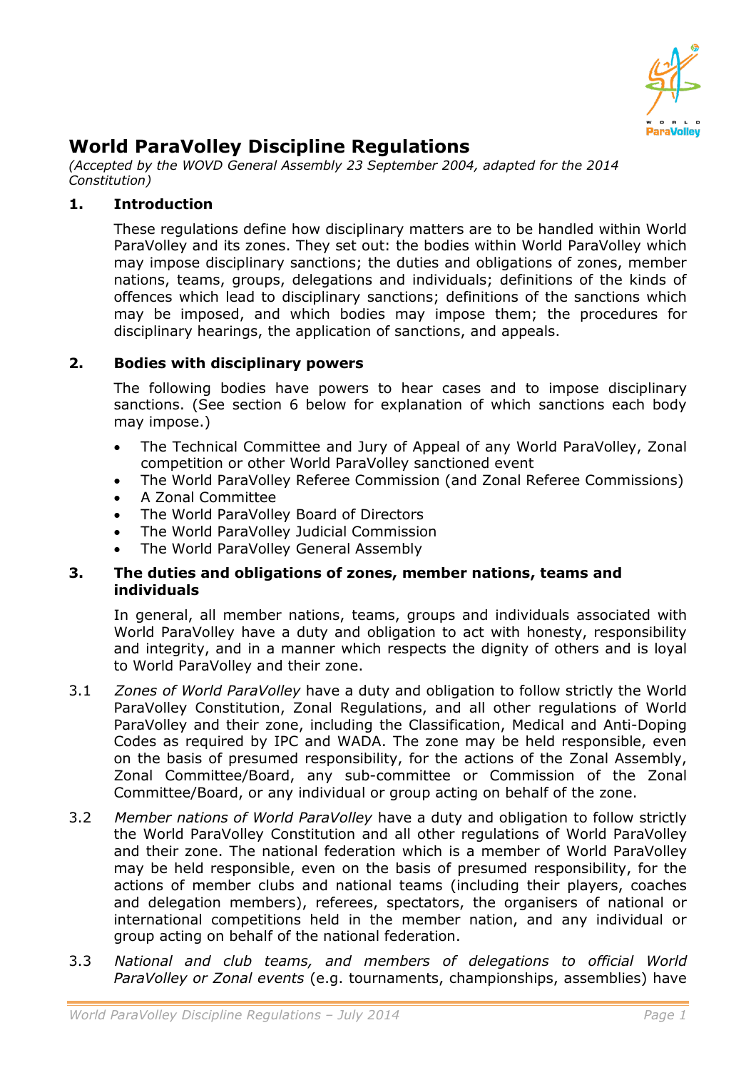# World ParaVolley Discipline Regulations

*(Accepted by the WOVD General Assembly 23 September 2004, adapted for the 2014 Constitution)*

## 1. Introduction

These regulations define how disciplinary matters are to be handled within World ParaVolley and its zones. They set out: the bodies within World ParaVolley which may impose disciplinary sanctions; the duties and obligations of zones, member nations, teams, groups, delegations and individuals; definitions of the kinds of offences which lead to disciplinary sanctions; definitions of the sanctions which may be imposed, and which bodies may impose them; the procedures for disciplinary hearings, the application of sanctions, and appeals.

## 2. Bodies with disciplinary powers

The following bodies have powers to hear cases and to impose disciplinary sanctions. (See section 6 below for explanation of which sanctions each body may impose.)

- The Technical Committee and Jury of Appeal of any World ParaVolley, Zonal competition or other World ParaVolley sanctioned event
- The World ParaVolley Referee Commission (and Zonal Referee Commissions)
- A Zonal Committee
- The World ParaVolley Board of Directors
- The World ParaVolley Judicial Commission
- The World ParaVolley General Assembly

## 3. The duties and obligations of zones, member nations, teams and individuals

In general, all member nations, teams, groups and individuals associated with World ParaVolley have a duty and obligation to act with honesty, responsibility and integrity, and in a manner which respects the dignity of others and is loyal to World ParaVolley and their zone.

3.1 *Zones of World ParaVolley* have a duty and obligation to follow strictly the World ParaVolley Constitution, Zonal Regulations, and all other regulations of World ParaVolley and their zone, including the Classification, Medical and Anti-Doping Codes as required by IPC and WADA. The zone may be held responsible, even on the basis of presumed responsibility, for the actions of the Zonal Assembly, Zonal Committee/Board, any sub-committee or Commission of the Zonal Committee/Board, or any individual or group acting on behalf of the zone.

3.2 *Member nations of World ParaVolley* have a duty and obligation to follow strictly the World ParaVolley Constitution and all other regulations of World ParaVolley and their zone. The national federation which is a member of World ParaVolley may be held responsible, even on the basis of presumed responsibility, for the actions of member clubs and national teams (including their players, coaches and delegation members), referees, spectators, the organisers of national or international competitions held in the member nation, and any individual or group acting on behalf of the national federation.

3.3 *National and club teams, and members of delegations to official World ParaVolley or Zonal events* (e.g. tournaments, championships, assemblies) have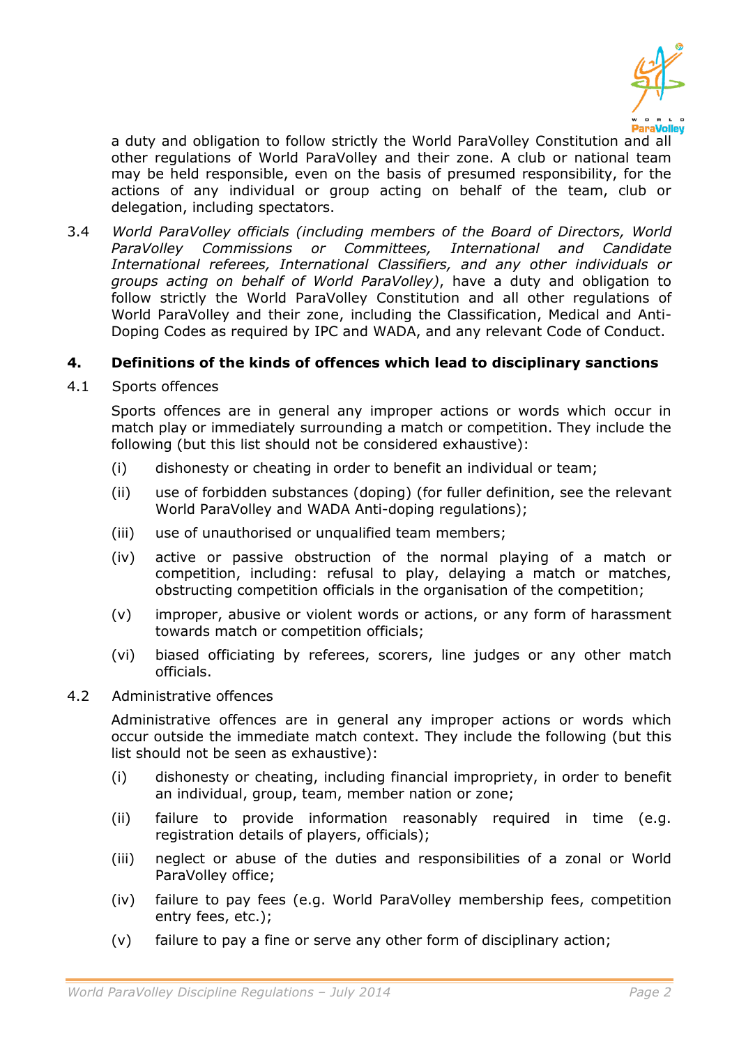a duty and obligation to follow strictly the World ParaVolley Constitution and all other regulations of World ParaVolley and their zone. A club or national team may be held responsible, even on the basis of presumed responsibility, for the actions of any individual or group acting on behalf of the team, club or delegation, including spectators.

3.4 *World ParaVolley officials (including members of the Board of Directors, World ParaVolley Commissions or Committees, International and Candidate International referees, International Classifiers, and any other individuals or groups acting on behalf of World ParaVolley)*, have a duty and obligation to follow strictly the World ParaVolley Constitution and all other regulations of World ParaVolley and their zone, including the Classification, Medical and Anti-Doping Codes as required by IPC and WADA, and any relevant Code of Conduct.

## 4. Definitions of the kinds of offences which lead to disciplinary sanctions

4.1 Sports offences

Sports offences are in general any improper actions or words which occur in match play or immediately surrounding a match or competition. They include the following (but this list should not be considered exhaustive):

(i) dishonesty or cheating in order to benefit an individual or team;

(ii) use of forbidden substances (doping) (for fuller definition, see the relevant World ParaVolley and WADA Anti-doping regulations);

(iii) use of unauthorised or unqualified team members;

(iv) active or passive obstruction of the normal playing of a match or competition, including: refusal to play, delaying a match or matches, obstructing competition officials in the organisation of the competition;

(v) improper, abusive or violent words or actions, or any form of harassment towards match or competition officials;

(vi) biased officiating by referees, scorers, line judges or any other match officials.

4.2 Administrative offences

Administrative offences are in general any improper actions or words which occur outside the immediate match context. They include the following (but this list should not be seen as exhaustive):

(i) dishonesty or cheating, including financial impropriety, in order to benefit an individual, group, team, member nation or zone;

(ii) failure to provide information reasonably required in time (e.g. registration details of players, officials);

(iii) neglect or abuse of the duties and responsibilities of a zonal or World ParaVolley office;

(iv) failure to pay fees (e.g. World ParaVolley membership fees, competition entry fees, etc.);

(v) failure to pay a fine or serve any other form of disciplinary action;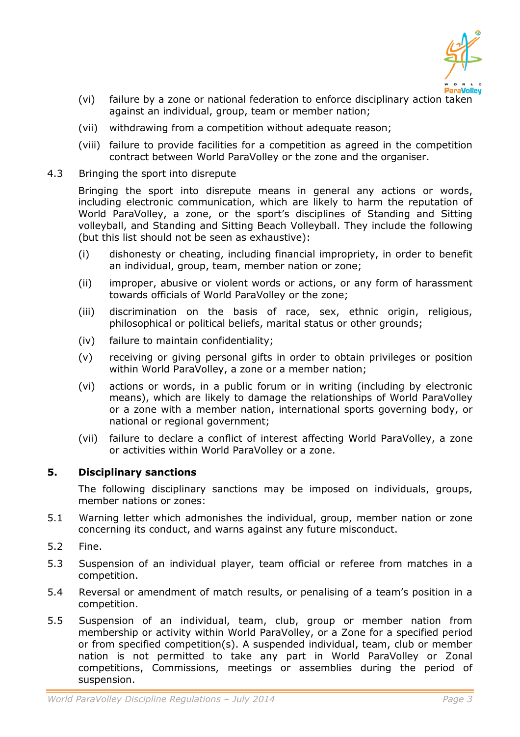(vi) failure by a zone or national federation to enforce disciplinary action taken against an individual, group, team or member nation;

(vii) withdrawing from a competition without adequate reason;

(viii) failure to provide facilities for a competition as agreed in the competition contract between World ParaVolley or the zone and the organiser.

4.3 Bringing the sport into disrepute

Bringing the sport into disrepute means in general any actions or words, including electronic communication, which are likely to harm the reputation of World ParaVolley, a zone, or the sport's disciplines of Standing and Sitting volleyball, and Standing and Sitting Beach Volleyball. They include the following (but this list should not be seen as exhaustive):

(i) dishonesty or cheating, including financial impropriety, in order to benefit an individual, group, team, member nation or zone;

(ii) improper, abusive or violent words or actions, or any form of harassment towards officials of World ParaVolley or the zone;

(iii) discrimination on the basis of race, sex, ethnic origin, religious, philosophical or political beliefs, marital status or other grounds;

(iv) failure to maintain confidentiality;

(v) receiving or giving personal gifts in order to obtain privileges or position within World ParaVolley, a zone or a member nation;

(vi) actions or words, in a public forum or in writing (including by electronic means), which are likely to damage the relationships of World ParaVolley or a zone with a member nation, international sports governing body, or national or regional government;

(vii) failure to declare a conflict of interest affecting World ParaVolley, a zone or activities within World ParaVolley or a zone.

## 5. Disciplinary sanctions

The following disciplinary sanctions may be imposed on individuals, groups, member nations or zones:

5.1 Warning letter which admonishes the individual, group, member nation or zone concerning its conduct, and warns against any future misconduct.

5.2 Fine.

5.3 Suspension of an individual player, team official or referee from matches in a competition.

5.4 Reversal or amendment of match results, or penalising of a team's position in a competition.

5.5 Suspension of an individual, team, club, group or member nation from membership or activity within World ParaVolley, or a Zone for a specified period or from specified competition(s). A suspended individual, team, club or member nation is not permitted to take any part in World ParaVolley or Zonal competitions, Commissions, meetings or assemblies during the period of suspension.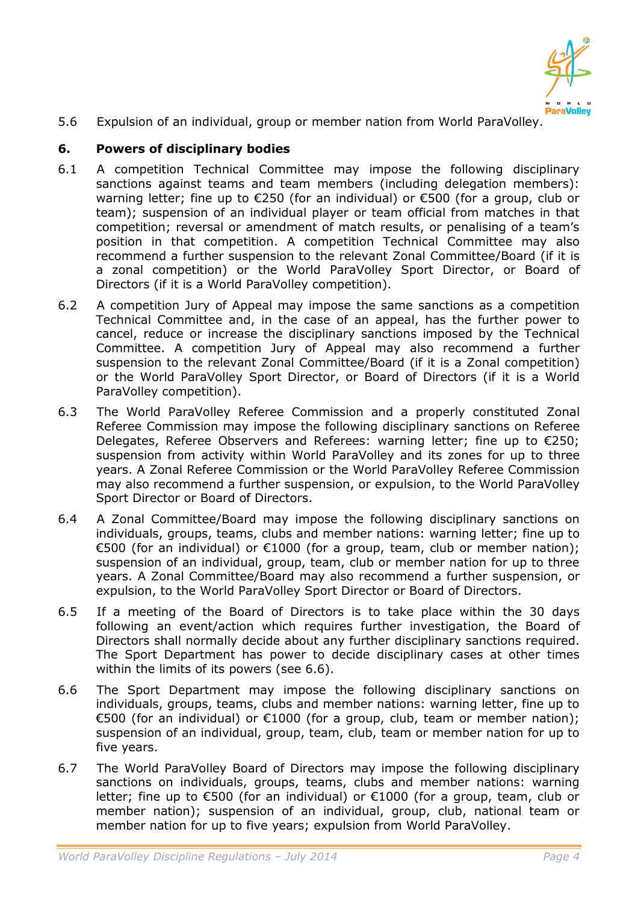5.6 Expulsion of an individual, group or member nation from World ParaVolley.

## 6. Powers of disciplinary bodies

6.1 A competition Technical Committee may impose the following disciplinary sanctions against teams and team members (including delegation members): warning letter; fine up to €250 (for an individual) or €500 (for a group, club or team); suspension of an individual player or team official from matches in that competition; reversal or amendment of match results, or penalising of a team's position in that competition. A competition Technical Committee may also recommend a further suspension to the relevant Zonal Committee/Board (if it is a zonal competition) or the World ParaVolley Sport Director, or Board of Directors (if it is a World ParaVolley competition).

6.2 A competition Jury of Appeal may impose the same sanctions as a competition Technical Committee and, in the case of an appeal, has the further power to cancel, reduce or increase the disciplinary sanctions imposed by the Technical Committee. A competition Jury of Appeal may also recommend a further suspension to the relevant Zonal Committee/Board (if it is a Zonal competition) or the World ParaVolley Sport Director, or Board of Directors (if it is a World ParaVolley competition).

6.3 The World ParaVolley Referee Commission and a properly constituted Zonal Referee Commission may impose the following disciplinary sanctions on Referee Delegates, Referee Observers and Referees: warning letter; fine up to €250; suspension from activity within World ParaVolley and its zones for up to three years. A Zonal Referee Commission or the World ParaVolley Referee Commission may also recommend a further suspension, or expulsion, to the World ParaVolley Sport Director or Board of Directors.

6.4 A Zonal Committee/Board may impose the following disciplinary sanctions on individuals, groups, teams, clubs and member nations: warning letter; fine up to €500 (for an individual) or €1000 (for a group, team, club or member nation); suspension of an individual, group, team, club or member nation for up to three years. A Zonal Committee/Board may also recommend a further suspension, or expulsion, to the World ParaVolley Sport Director or Board of Directors.

6.5 If a meeting of the Board of Directors is to take place within the 30 days following an event/action which requires further investigation, the Board of Directors shall normally decide about any further disciplinary sanctions required. The Sport Department has power to decide disciplinary cases at other times within the limits of its powers (see 6.6).

6.6 The Sport Department may impose the following disciplinary sanctions on individuals, groups, teams, clubs and member nations: warning letter, fine up to €500 (for an individual) or €1000 (for a group, club, team or member nation); suspension of an individual, group, team, club, team or member nation for up to five years.

6.7 The World ParaVolley Board of Directors may impose the following disciplinary sanctions on individuals, groups, teams, clubs and member nations: warning letter; fine up to €500 (for an individual) or €1000 (for a group, team, club or member nation); suspension of an individual, group, club, national team or member nation for up to five years; expulsion from World ParaVolley.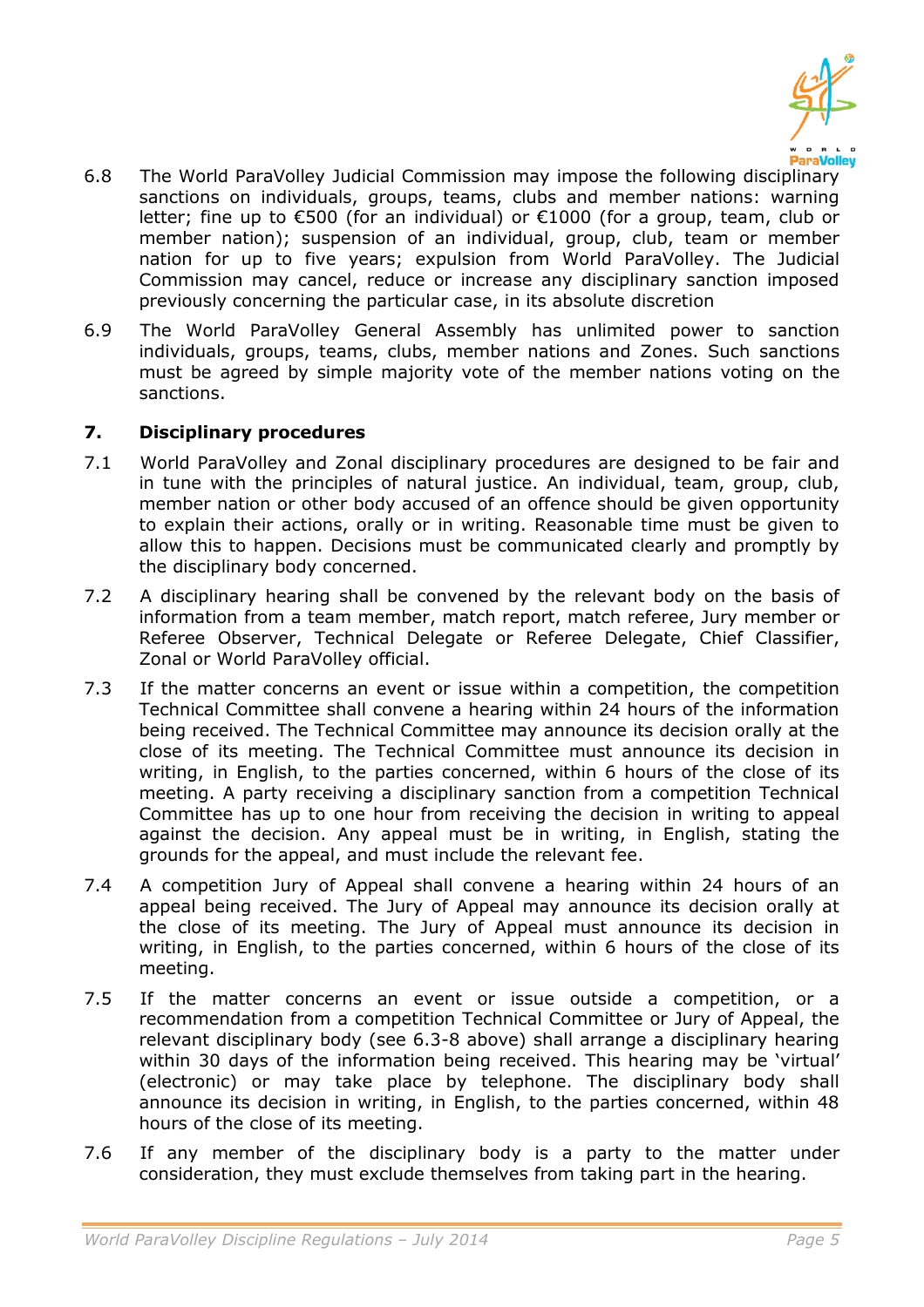6.8 The World ParaVolley Judicial Commission may impose the following disciplinary sanctions on individuals, groups, teams, clubs and member nations: warning letter; fine up to €500 (for an individual) or €1000 (for a group, team, club or member nation); suspension of an individual, group, club, team or member nation for up to five years; expulsion from World ParaVolley. The Judicial Commission may cancel, reduce or increase any disciplinary sanction imposed previously concerning the particular case, in its absolute discretion

6.9 The World ParaVolley General Assembly has unlimited power to sanction individuals, groups, teams, clubs, member nations and Zones. Such sanctions must be agreed by simple majority vote of the member nations voting on the sanctions.

## 7. Disciplinary procedures

7.1 World ParaVolley and Zonal disciplinary procedures are designed to be fair and in tune with the principles of natural justice. An individual, team, group, club, member nation or other body accused of an offence should be given opportunity to explain their actions, orally or in writing. Reasonable time must be given to allow this to happen. Decisions must be communicated clearly and promptly by the disciplinary body concerned.

7.2 A disciplinary hearing shall be convened by the relevant body on the basis of information from a team member, match report, match referee, Jury member or Referee Observer, Technical Delegate or Referee Delegate, Chief Classifier, Zonal or World ParaVolley official.

7.3 If the matter concerns an event or issue within a competition, the competition Technical Committee shall convene a hearing within 24 hours of the information being received. The Technical Committee may announce its decision orally at the close of its meeting. The Technical Committee must announce its decision in writing, in English, to the parties concerned, within 6 hours of the close of its meeting. A party receiving a disciplinary sanction from a competition Technical Committee has up to one hour from receiving the decision in writing to appeal against the decision. Any appeal must be in writing, in English, stating the grounds for the appeal, and must include the relevant fee.

7.4 A competition Jury of Appeal shall convene a hearing within 24 hours of an appeal being received. The Jury of Appeal may announce its decision orally at the close of its meeting. The Jury of Appeal must announce its decision in writing, in English, to the parties concerned, within 6 hours of the close of its meeting.

7.5 If the matter concerns an event or issue outside a competition, or a recommendation from a competition Technical Committee or Jury of Appeal, the relevant disciplinary body (see 6.3-8 above) shall arrange a disciplinary hearing within 30 days of the information being received. This hearing may be 'virtual' (electronic) or may take place by telephone. The disciplinary body shall announce its decision in writing, in English, to the parties concerned, within 48 hours of the close of its meeting.

7.6 If any member of the disciplinary body is a party to the matter under consideration, they must exclude themselves from taking part in the hearing.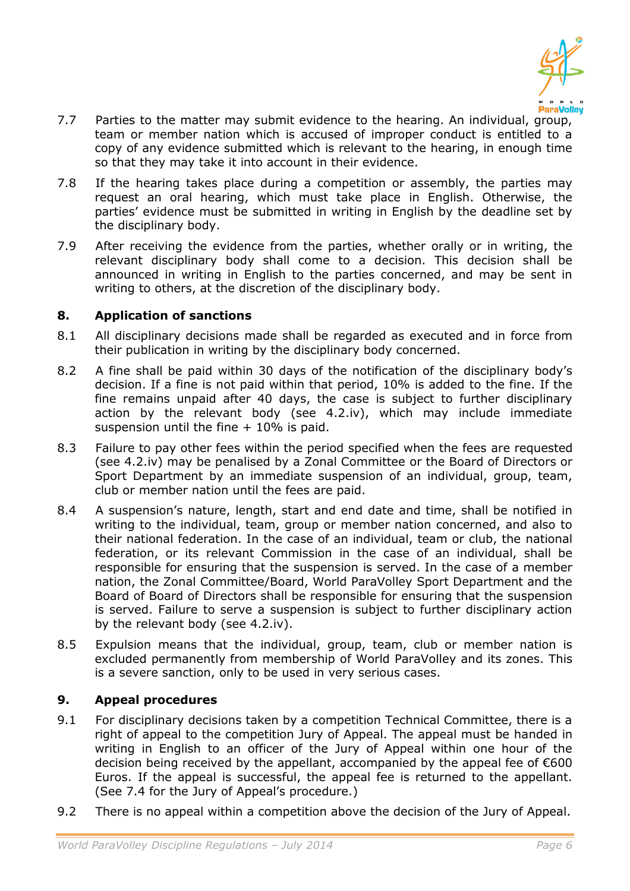7.7 Parties to the matter may submit evidence to the hearing. An individual, group, team or member nation which is accused of improper conduct is entitled to a copy of any evidence submitted which is relevant to the hearing, in enough time so that they may take it into account in their evidence.

7.8 If the hearing takes place during a competition or assembly, the parties may request an oral hearing, which must take place in English. Otherwise, the parties' evidence must be submitted in writing in English by the deadline set by the disciplinary body.

7.9 After receiving the evidence from the parties, whether orally or in writing, the relevant disciplinary body shall come to a decision. This decision shall be announced in writing in English to the parties concerned, and may be sent in writing to others, at the discretion of the disciplinary body.

## 8. Application of sanctions

8.1 All disciplinary decisions made shall be regarded as executed and in force from their publication in writing by the disciplinary body concerned.

8.2 A fine shall be paid within 30 days of the notification of the disciplinary body's decision. If a fine is not paid within that period, 10% is added to the fine. If the fine remains unpaid after 40 days, the case is subject to further disciplinary action by the relevant body (see 4.2.iv), which may include immediate suspension until the fine + 10% is paid.

8.3 Failure to pay other fees within the period specified when the fees are requested (see 4.2.iv) may be penalised by a Zonal Committee or the Board of Directors or Sport Department by an immediate suspension of an individual, group, team, club or member nation until the fees are paid.

8.4 A suspension's nature, length, start and end date and time, shall be notified in writing to the individual, team, group or member nation concerned, and also to their national federation. In the case of an individual, team or club, the national federation, or its relevant Commission in the case of an individual, shall be responsible for ensuring that the suspension is served. In the case of a member nation, the Zonal Committee/Board, World ParaVolley Sport Department and the Board of Board of Directors shall be responsible for ensuring that the suspension is served. Failure to serve a suspension is subject to further disciplinary action by the relevant body (see 4.2.iv).

8.5 Expulsion means that the individual, group, team, club or member nation is excluded permanently from membership of World ParaVolley and its zones. This is a severe sanction, only to be used in very serious cases.

## 9. Appeal procedures

9.1 For disciplinary decisions taken by a competition Technical Committee, there is a right of appeal to the competition Jury of Appeal. The appeal must be handed in writing in English to an officer of the Jury of Appeal within one hour of the decision being received by the appellant, accompanied by the appeal fee of €600 Euros. If the appeal is successful, the appeal fee is returned to the appellant. (See 7.4 for the Jury of Appeal's procedure.)

9.2 There is no appeal within a competition above the decision of the Jury of Appeal.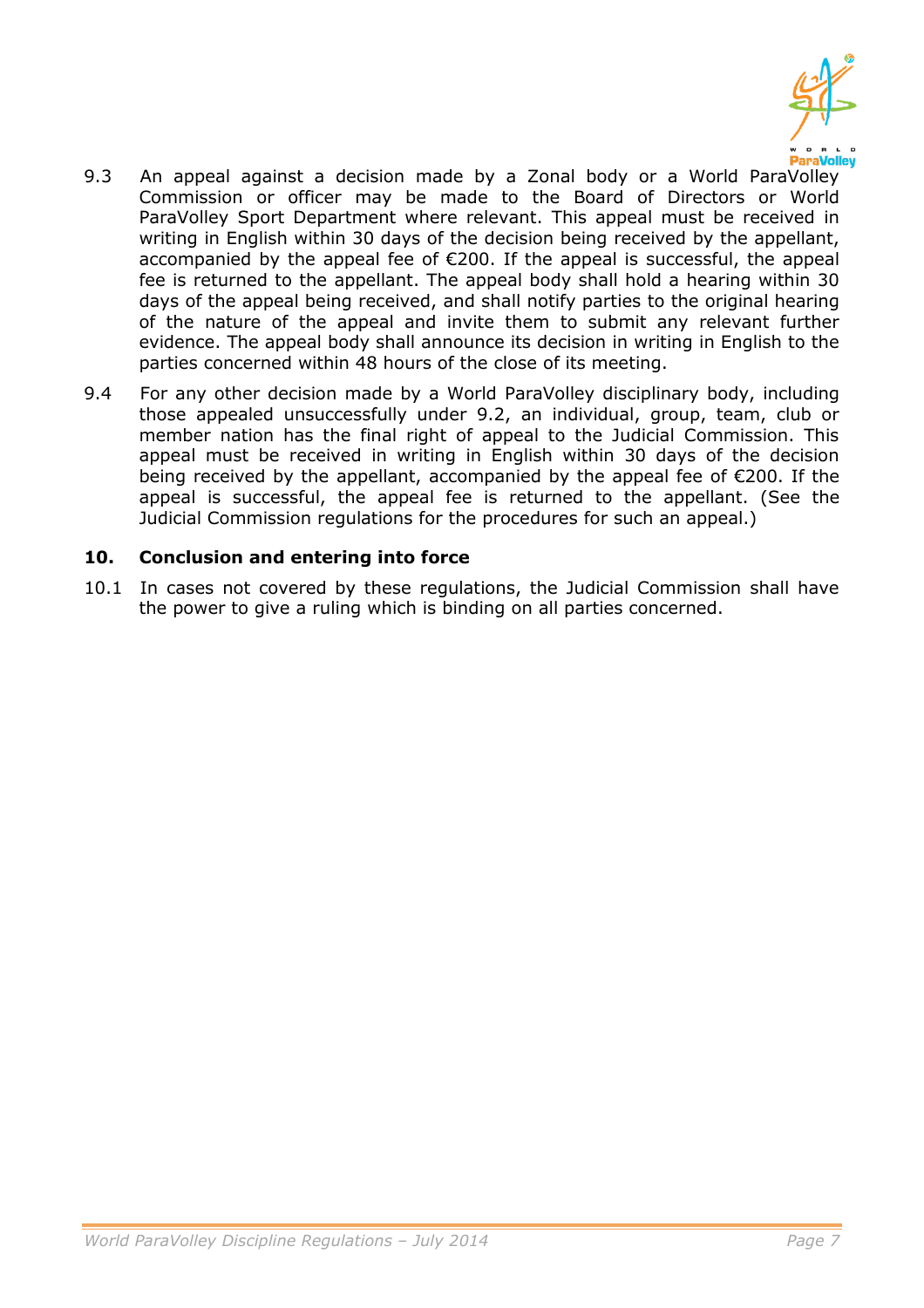9.3 An appeal against a decision made by a Zonal body or a World ParaVolley Commission or officer may be made to the Board of Directors or World ParaVolley Sport Department where relevant. This appeal must be received in writing in English within 30 days of the decision being received by the appellant, accompanied by the appeal fee of €200. If the appeal is successful, the appeal fee is returned to the appellant. The appeal body shall hold a hearing within 30 days of the appeal being received, and shall notify parties to the original hearing of the nature of the appeal and invite them to submit any relevant further evidence. The appeal body shall announce its decision in writing in English to the parties concerned within 48 hours of the close of its meeting.

9.4 For any other decision made by a World ParaVolley disciplinary body, including those appealed unsuccessfully under 9.2, an individual, group, team, club or member nation has the final right of appeal to the Judicial Commission. This appeal must be received in writing in English within 30 days of the decision being received by the appellant, accompanied by the appeal fee of €200. If the appeal is successful, the appeal fee is returned to the appellant. (See the Judicial Commission regulations for the procedures for such an appeal.)

## 10. Conclusion and entering into force

10.1 In cases not covered by these regulations, the Judicial Commission shall have the power to give a ruling which is binding on all parties concerned.